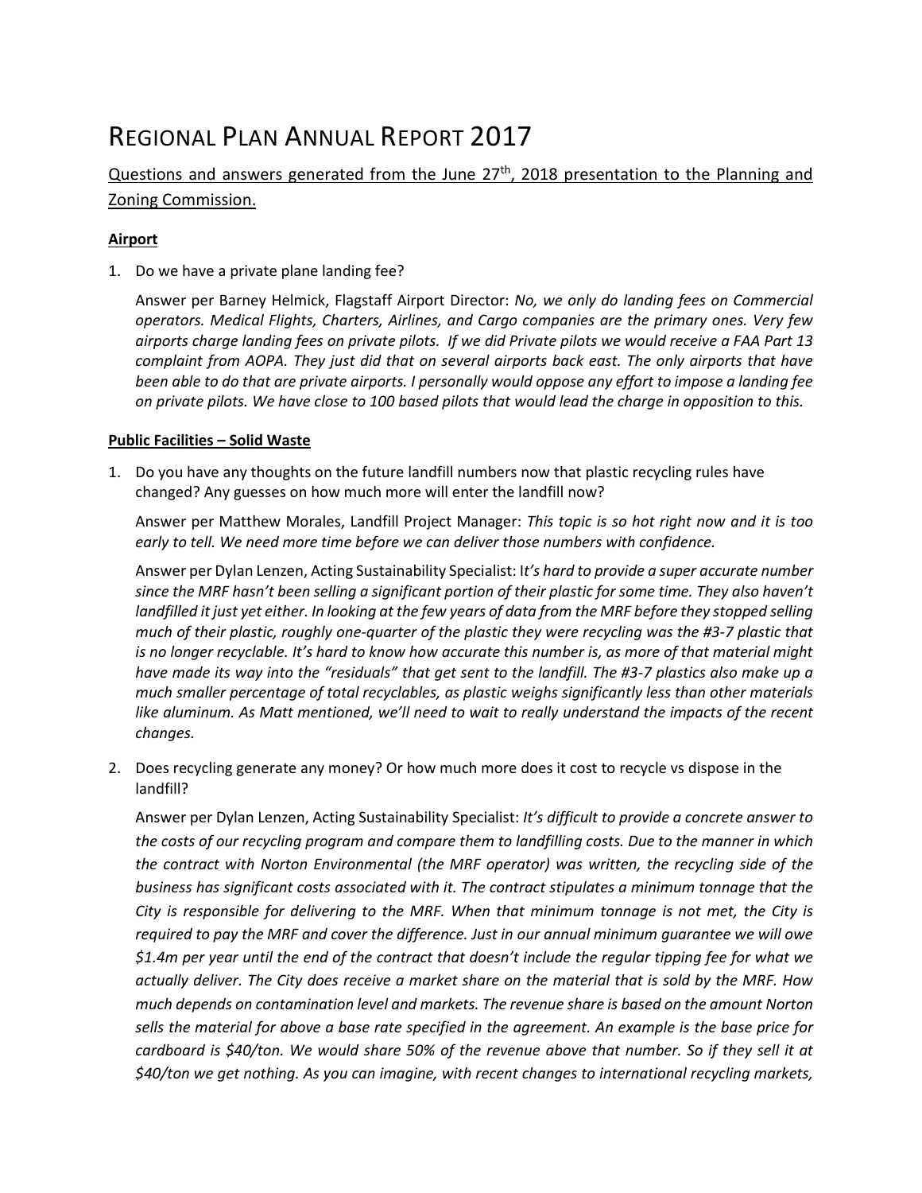# Regional Plan Annual Report 2017

Questions and answers generated from the June 27th, 2018 presentation to the Planning and Zoning Commission.

**Airport**

1. Do we have a private plane landing fee?

   Answer per Barney Helmick, Flagstaff Airport Director: *No, we only do landing fees on Commercial operators. Medical Flights, Charters, Airlines, and Cargo companies are the primary ones. Very few airports charge landing fees on private pilots. If we did Private pilots we would receive a FAA Part 13 complaint from AOPA. They just did that on several airports back east. The only airports that have been able to do that are private airports. I personally would oppose any effort to impose a landing fee on private pilots. We have close to 100 based pilots that would lead the charge in opposition to this.*

**Public Facilities – Solid Waste**

1. Do you have any thoughts on the future landfill numbers now that plastic recycling rules have changed? Any guesses on how much more will enter the landfill now?

   Answer per Matthew Morales, Landfill Project Manager: *This topic is so hot right now and it is too early to tell. We need more time before we can deliver those numbers with confidence.*

   Answer per Dylan Lenzen, Acting Sustainability Specialist: I*t's hard to provide a super accurate number since the MRF hasn't been selling a significant portion of their plastic for some time. They also haven't landfilled it just yet either. In looking at the few years of data from the MRF before they stopped selling much of their plastic, roughly one-quarter of the plastic they were recycling was the #3-7 plastic that is no longer recyclable. It's hard to know how accurate this number is, as more of that material might have made its way into the "residuals" that get sent to the landfill. The #3-7 plastics also make up a much smaller percentage of total recyclables, as plastic weighs significantly less than other materials like aluminum. As Matt mentioned, we'll need to wait to really understand the impacts of the recent changes.*

2. Does recycling generate any money? Or how much more does it cost to recycle vs dispose in the landfill?

   Answer per Dylan Lenzen, Acting Sustainability Specialist: *It's difficult to provide a concrete answer to the costs of our recycling program and compare them to landfilling costs. Due to the manner in which the contract with Norton Environmental (the MRF operator) was written, the recycling side of the business has significant costs associated with it. The contract stipulates a minimum tonnage that the City is responsible for delivering to the MRF. When that minimum tonnage is not met, the City is required to pay the MRF and cover the difference. Just in our annual minimum guarantee we will owe $1.4m per year until the end of the contract that doesn't include the regular tipping fee for what we actually deliver. The City does receive a market share on the material that is sold by the MRF. How much depends on contamination level and markets. The revenue share is based on the amount Norton sells the material for above a base rate specified in the agreement. An example is the base price for cardboard is $40/ton. We would share 50% of the revenue above that number. So if they sell it at $40/ton we get nothing. As you can imagine, with recent changes to international recycling markets,*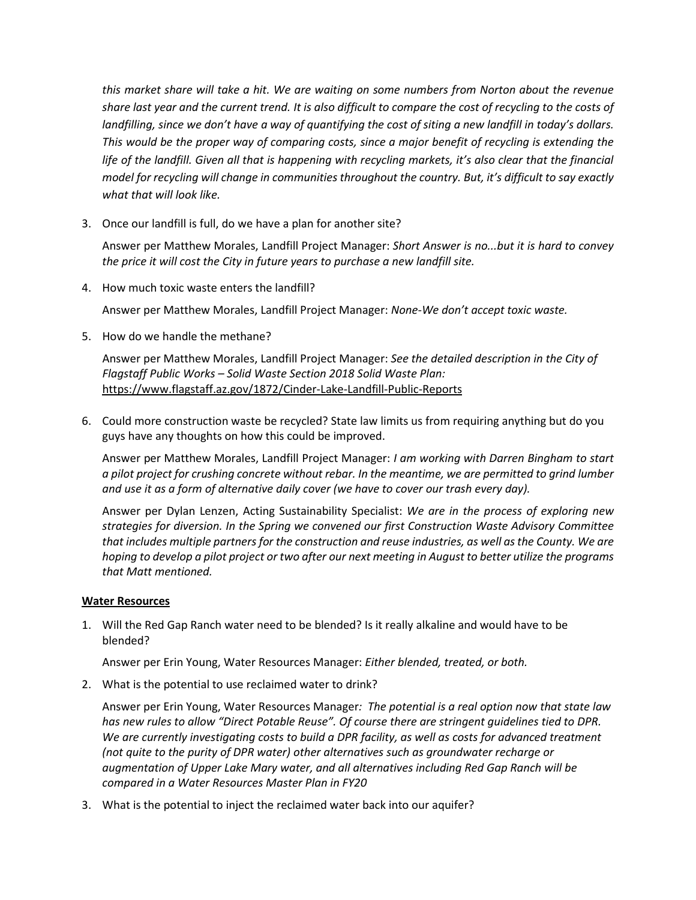*this market share will take a hit. We are waiting on some numbers from Norton about the revenue share last year and the current trend. It is also difficult to compare the cost of recycling to the costs of landfilling, since we don't have a way of quantifying the cost of siting a new landfill in today's dollars. This would be the proper way of comparing costs, since a major benefit of recycling is extending the life of the landfill. Given all that is happening with recycling markets, it's also clear that the financial model for recycling will change in communities throughout the country. But, it's difficult to say exactly what that will look like.*

3. Once our landfill is full, do we have a plan for another site?

   Answer per Matthew Morales, Landfill Project Manager: *Short Answer is no...but it is hard to convey the price it will cost the City in future years to purchase a new landfill site.*

4. How much toxic waste enters the landfill?

   Answer per Matthew Morales, Landfill Project Manager: *None-We don't accept toxic waste.*

5. How do we handle the methane?

   Answer per Matthew Morales, Landfill Project Manager: *See the detailed description in the City of Flagstaff Public Works – Solid Waste Section 2018 Solid Waste Plan:* https://www.flagstaff.az.gov/1872/Cinder-Lake-Landfill-Public-Reports

6. Could more construction waste be recycled? State law limits us from requiring anything but do you guys have any thoughts on how this could be improved.

   Answer per Matthew Morales, Landfill Project Manager: *I am working with Darren Bingham to start a pilot project for crushing concrete without rebar. In the meantime, we are permitted to grind lumber and use it as a form of alternative daily cover (we have to cover our trash every day).*

   Answer per Dylan Lenzen, Acting Sustainability Specialist: *We are in the process of exploring new strategies for diversion. In the Spring we convened our first Construction Waste Advisory Committee that includes multiple partners for the construction and reuse industries, as well as the County. We are hoping to develop a pilot project or two after our next meeting in August to better utilize the programs that Matt mentioned.*

**Water Resources**

1. Will the Red Gap Ranch water need to be blended? Is it really alkaline and would have to be blended?

   Answer per Erin Young, Water Resources Manager: *Either blended, treated, or both.*

2. What is the potential to use reclaimed water to drink?

   Answer per Erin Young, Water Resources Manager*: The potential is a real option now that state law has new rules to allow "Direct Potable Reuse". Of course there are stringent guidelines tied to DPR. We are currently investigating costs to build a DPR facility, as well as costs for advanced treatment (not quite to the purity of DPR water) other alternatives such as groundwater recharge or augmentation of Upper Lake Mary water, and all alternatives including Red Gap Ranch will be compared in a Water Resources Master Plan in FY20*

3. What is the potential to inject the reclaimed water back into our aquifer?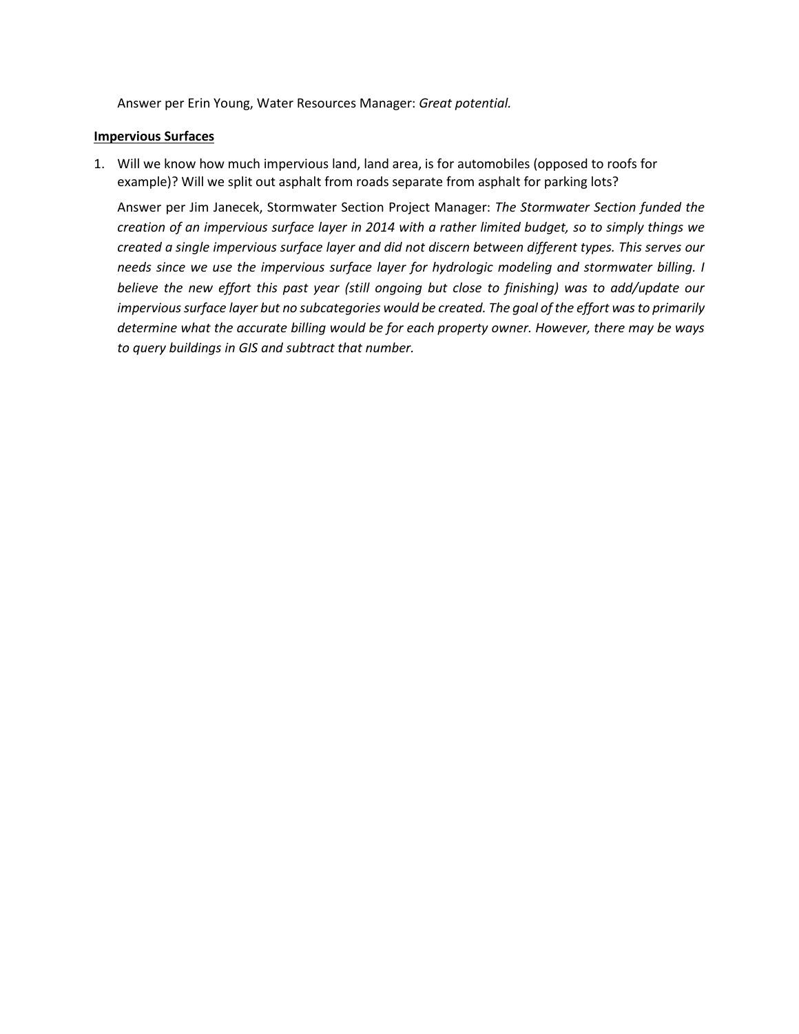Answer per Erin Young, Water Resources Manager: *Great potential.*

**Impervious Surfaces**

1. Will we know how much impervious land, land area, is for automobiles (opposed to roofs for example)? Will we split out asphalt from roads separate from asphalt for parking lots?

   Answer per Jim Janecek, Stormwater Section Project Manager: *The Stormwater Section funded the creation of an impervious surface layer in 2014 with a rather limited budget, so to simply things we created a single impervious surface layer and did not discern between different types. This serves our needs since we use the impervious surface layer for hydrologic modeling and stormwater billing. I believe the new effort this past year (still ongoing but close to finishing) was to add/update our impervious surface layer but no subcategories would be created. The goal of the effort was to primarily determine what the accurate billing would be for each property owner. However, there may be ways to query buildings in GIS and subtract that number.*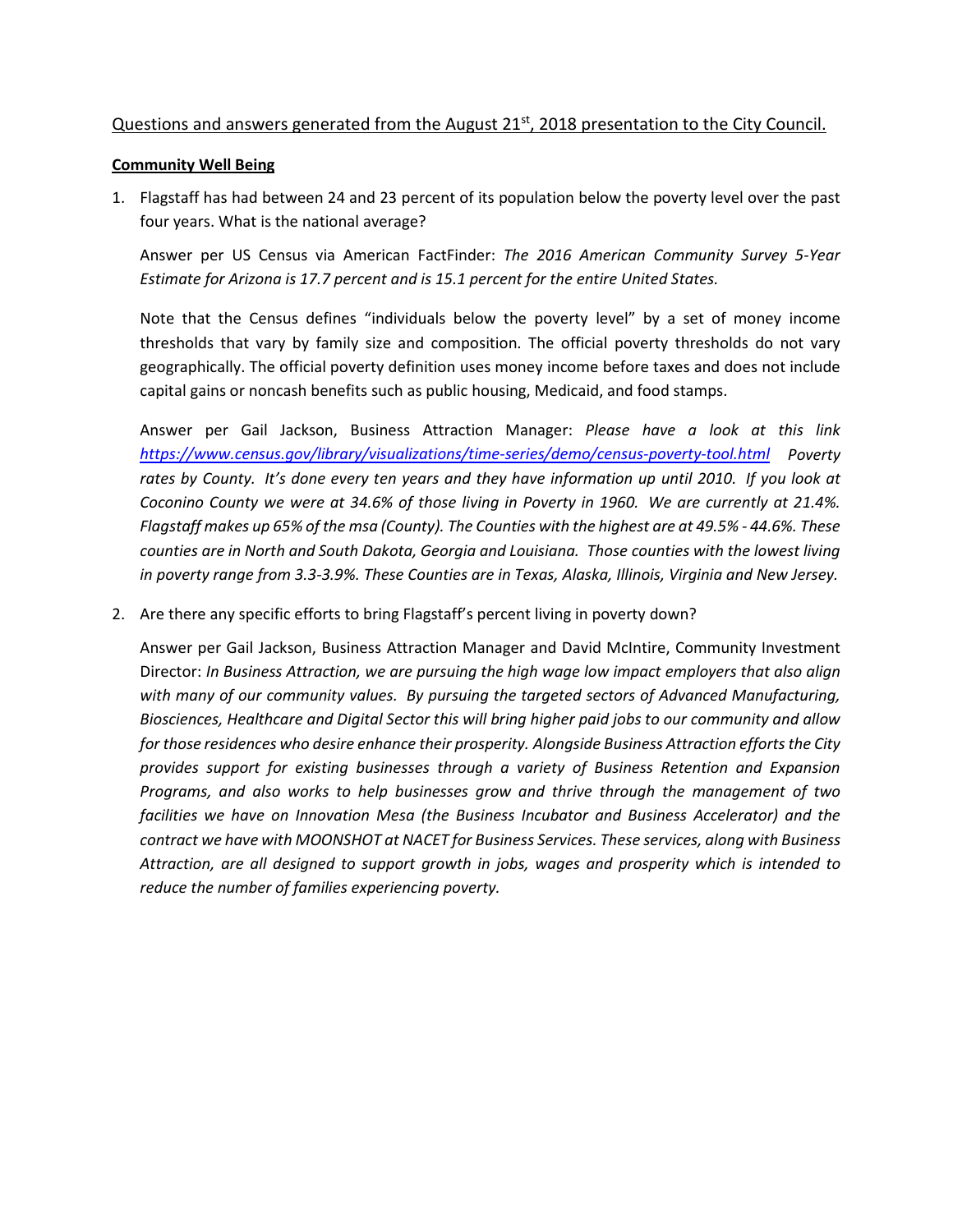Questions and answers generated from the August 21st, 2018 presentation to the City Council.

**Community Well Being**

1. Flagstaff has had between 24 and 23 percent of its population below the poverty level over the past four years. What is the national average?

   Answer per US Census via American FactFinder: *The 2016 American Community Survey 5-Year Estimate for Arizona is 17.7 percent and is 15.1 percent for the entire United States.*

   Note that the Census defines "individuals below the poverty level" by a set of money income thresholds that vary by family size and composition. The official poverty thresholds do not vary geographically. The official poverty definition uses money income before taxes and does not include capital gains or noncash benefits such as public housing, Medicaid, and food stamps.

   Answer per Gail Jackson, Business Attraction Manager: *Please have a look at this link [https://www.census.gov/library/visualizations/time-series/demo/census-poverty-tool.html](https://www.census.gov/library/visualizations/time-series/demo/census-poverty-tool.html) Poverty rates by County. It's done every ten years and they have information up until 2010. If you look at Coconino County we were at 34.6% of those living in Poverty in 1960. We are currently at 21.4%. Flagstaff makes up 65% of the msa (County). The Counties with the highest are at 49.5% - 44.6%. These counties are in North and South Dakota, Georgia and Louisiana. Those counties with the lowest living in poverty range from 3.3-3.9%. These Counties are in Texas, Alaska, Illinois, Virginia and New Jersey.*

2. Are there any specific efforts to bring Flagstaff's percent living in poverty down?

   Answer per Gail Jackson, Business Attraction Manager and David McIntire, Community Investment Director: *In Business Attraction, we are pursuing the high wage low impact employers that also align with many of our community values. By pursuing the targeted sectors of Advanced Manufacturing, Biosciences, Healthcare and Digital Sector this will bring higher paid jobs to our community and allow for those residences who desire enhance their prosperity. Alongside Business Attraction efforts the City provides support for existing businesses through a variety of Business Retention and Expansion Programs, and also works to help businesses grow and thrive through the management of two facilities we have on Innovation Mesa (the Business Incubator and Business Accelerator) and the contract we have with MOONSHOT at NACET for Business Services. These services, along with Business Attraction, are all designed to support growth in jobs, wages and prosperity which is intended to reduce the number of families experiencing poverty.*